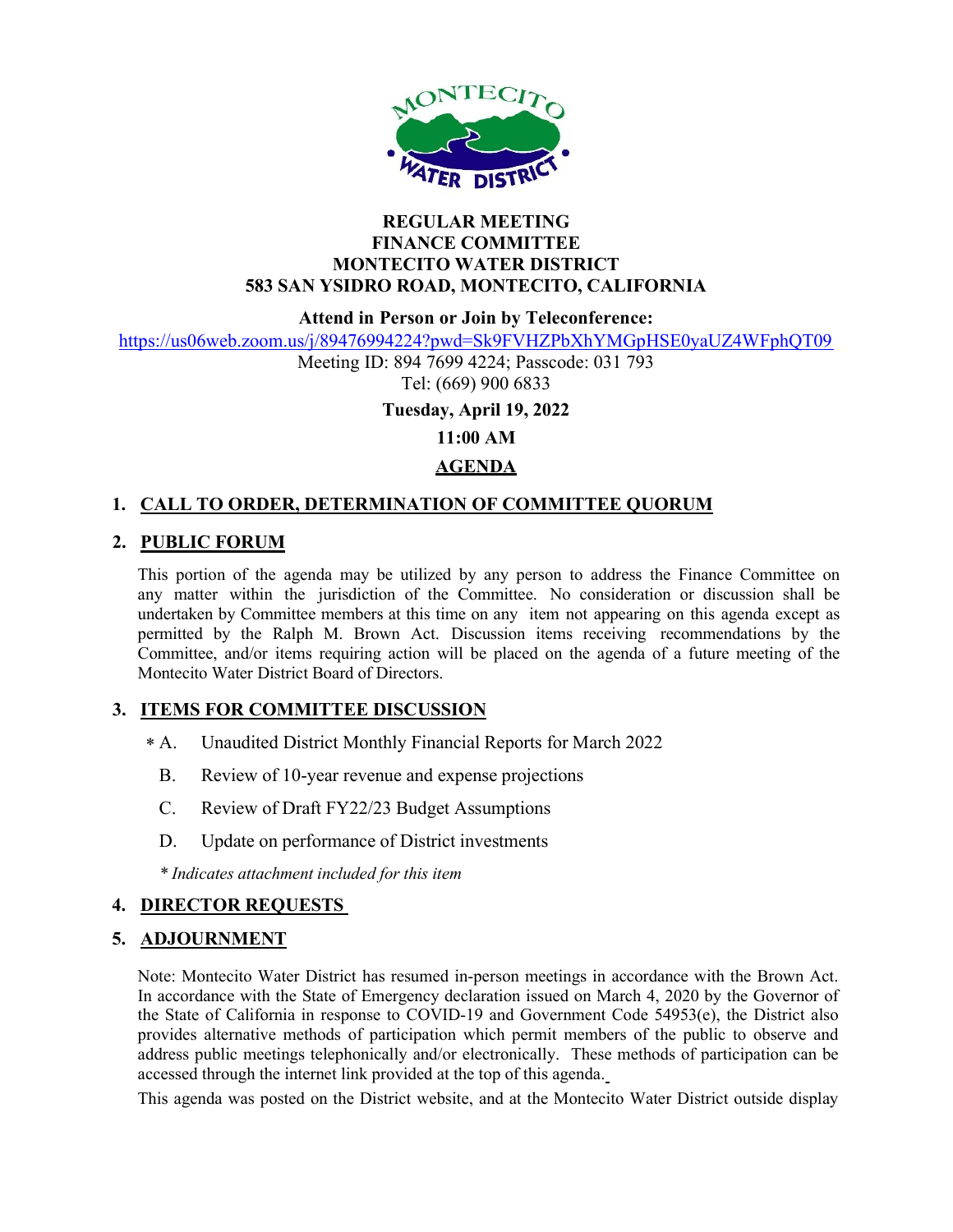**REGULAR MEETING**
**FINANCE COMMITTEE**
**MONTECITO WATER DISTRICT**
**583 SAN YSIDRO ROAD, MONTECITO, CALIFORNIA**

**Attend in Person or Join by Teleconference:**

https://us06web.zoom.us/j/89476994224?pwd=Sk9FVHZPbXhYMGpHSE0yaUZ4WFphQT09

Meeting ID: 894 7699 4224; Passcode: 031 793

Tel: (669) 900 6833

**Tuesday, April 19, 2022**

**11:00 AM**

**AGENDA**

## 1. CALL TO ORDER, DETERMINATION OF COMMITTEE QUORUM

## 2. PUBLIC FORUM

This portion of the agenda may be utilized by any person to address the Finance Committee on any matter within the jurisdiction of the Committee. No consideration or discussion shall be undertaken by Committee members at this time on any item not appearing on this agenda except as permitted by the Ralph M. Brown Act. Discussion items receiving recommendations by the Committee, and/or items requiring action will be placed on the agenda of a future meeting of the Montecito Water District Board of Directors.

## 3. ITEMS FOR COMMITTEE DISCUSSION

- \* A. Unaudited District Monthly Financial Reports for March 2022
- B. Review of 10-year revenue and expense projections
- C. Review of Draft FY22/23 Budget Assumptions
- D. Update on performance of District investments

*\* Indicates attachment included for this item*

## 4. DIRECTOR REQUESTS

## 5. ADJOURNMENT

Note: Montecito Water District has resumed in-person meetings in accordance with the Brown Act. In accordance with the State of Emergency declaration issued on March 4, 2020 by the Governor of the State of California in response to COVID-19 and Government Code 54953(e), the District also provides alternative methods of participation which permit members of the public to observe and address public meetings telephonically and/or electronically. These methods of participation can be accessed through the internet link provided at the top of this agenda.

This agenda was posted on the District website, and at the Montecito Water District outside display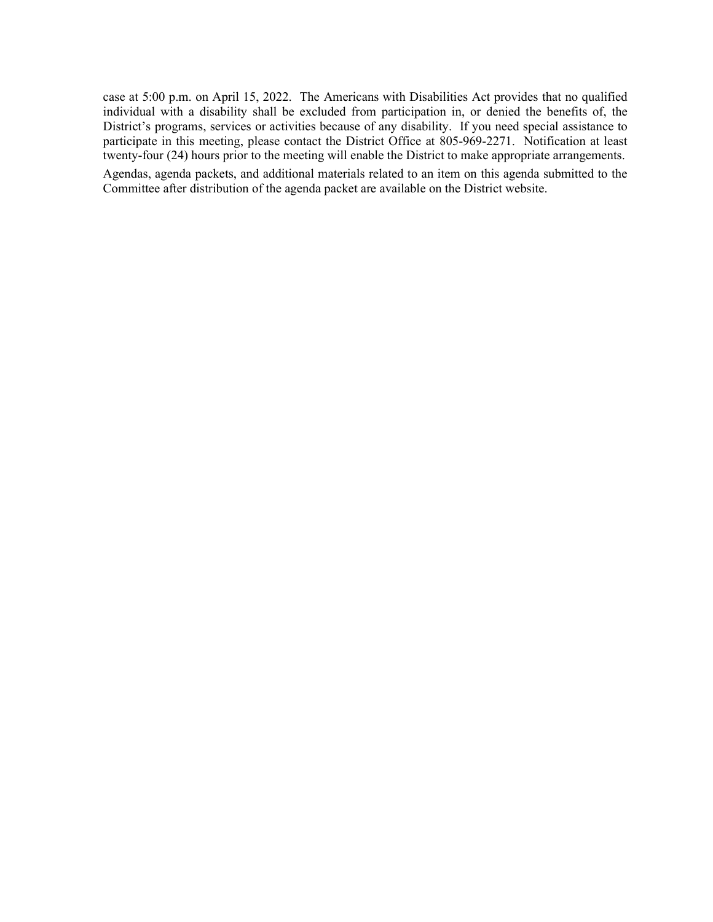case at 5:00 p.m. on April 15, 2022. The Americans with Disabilities Act provides that no qualified individual with a disability shall be excluded from participation in, or denied the benefits of, the District's programs, services or activities because of any disability. If you need special assistance to participate in this meeting, please contact the District Office at 805-969-2271. Notification at least twenty-four (24) hours prior to the meeting will enable the District to make appropriate arrangements.

Agendas, agenda packets, and additional materials related to an item on this agenda submitted to the Committee after distribution of the agenda packet are available on the District website.